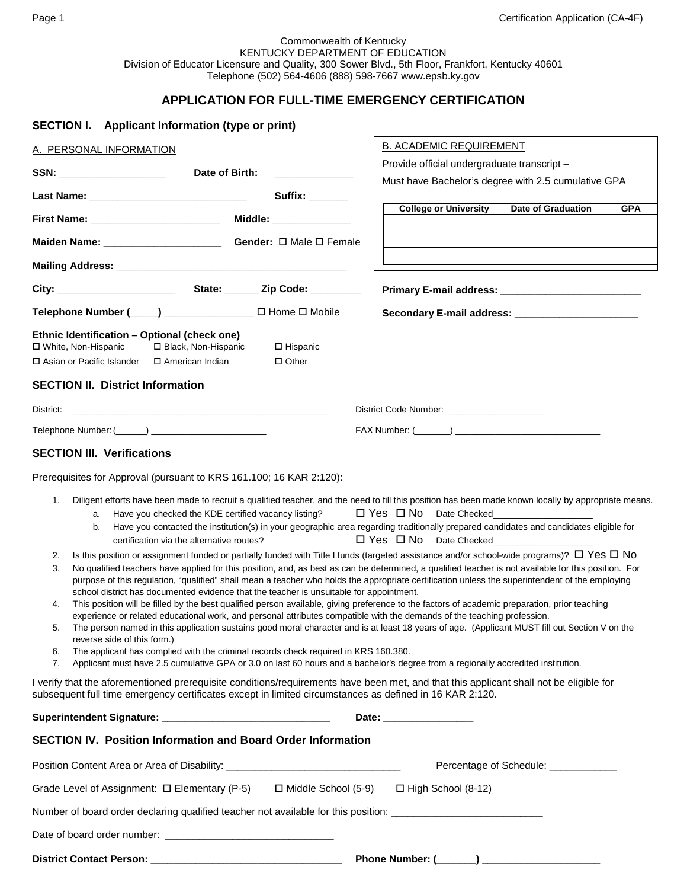Commonwealth of Kentucky
KENTUCKY DEPARTMENT OF EDUCATION
Division of Educator Licensure and Quality, 300 Sower Blvd., 5th Floor, Frankfort, Kentucky 40601
Telephone (502) 564-4606 (888) 598-7667 www.epsb.ky.gov

# APPLICATION FOR FULL-TIME EMERGENCY CERTIFICATION

## SECTION I. Applicant Information (type or print)

A. PERSONAL INFORMATION

**SSN:** ___________________ **Date of Birth:** ______________

**Last Name:** ____________________________ **Suffix:** _______

**First Name:** _______________________ **Middle:** ______________

**Maiden Name:** _____________________ **Gender:** ☐ Male ☐ Female

**Mailing Address:** ___________________________________________

**City:** _____________________ **State:** ______ **Zip Code:** _________

**Telephone Number (_____)** ________________ ☐ Home ☐ Mobile

**Ethnic Identification – Optional (check one)**
☐ White, Non-Hispanic ☐ Black, Non-Hispanic ☐ Hispanic
☐ Asian or Pacific Islander ☐ American Indian ☐ Other

B. ACADEMIC REQUIREMENT

Provide official undergraduate transcript –
Must have Bachelor's degree with 2.5 cumulative GPA

| College or University | Date of Graduation | GPA |
|---|---|---|
| | | |
| | | |
| | | |

**Primary E-mail address:** _________________________

**Secondary E-mail address:** ______________________

## SECTION II. District Information

District: _________________________________________________ District Code Number: __________________

Telephone Number: (______) ______________________ FAX Number: (_______) ___________________________

## SECTION III. Verifications

Prerequisites for Approval (pursuant to KRS 161.100; 16 KAR 2:120):

1. Diligent efforts have been made to recruit a qualified teacher, and the need to fill this position has been made known locally by appropriate means.
   a. Have you checked the KDE certified vacancy listing? ☐ Yes ☐ No Date Checked__________________
   b. Have you contacted the institution(s) in your geographic area regarding traditionally prepared candidates and candidates eligible for certification via the alternative routes? ☐ Yes ☐ No Date Checked__________________
2. Is this position or assignment funded or partially funded with Title I funds (targeted assistance and/or school-wide programs)? ☐ Yes ☐ No
3. No qualified teachers have applied for this position, and, as best as can be determined, a qualified teacher is not available for this position. For purpose of this regulation, "qualified" shall mean a teacher who holds the appropriate certification unless the superintendent of the employing school district has documented evidence that the teacher is unsuitable for appointment.
4. This position will be filled by the best qualified person available, giving preference to the factors of academic preparation, prior teaching experience or related educational work, and personal attributes compatible with the demands of the teaching profession.
5. The person named in this application sustains good moral character and is at least 18 years of age. (Applicant MUST fill out Section V on the reverse side of this form.)
6. The applicant has complied with the criminal records check required in KRS 160.380.
7. Applicant must have 2.5 cumulative GPA or 3.0 on last 60 hours and a bachelor's degree from a regionally accredited institution.

I verify that the aforementioned prerequisite conditions/requirements have been met, and that this applicant shall not be eligible for subsequent full time emergency certificates except in limited circumstances as defined in 16 KAR 2:120.

**Superintendent Signature:** ______________________________ **Date:** ________________

## SECTION IV. Position Information and Board Order Information

Position Content Area or Area of Disability: _______________________________ Percentage of Schedule: ____________

Grade Level of Assignment: ☐ Elementary (P-5) ☐ Middle School (5-9) ☐ High School (8-12)

Number of board order declaring qualified teacher not available for this position: ___________________________

Date of board order number: ______________________________

**District Contact Person:** _________________________________ **Phone Number: (_______)** ____________________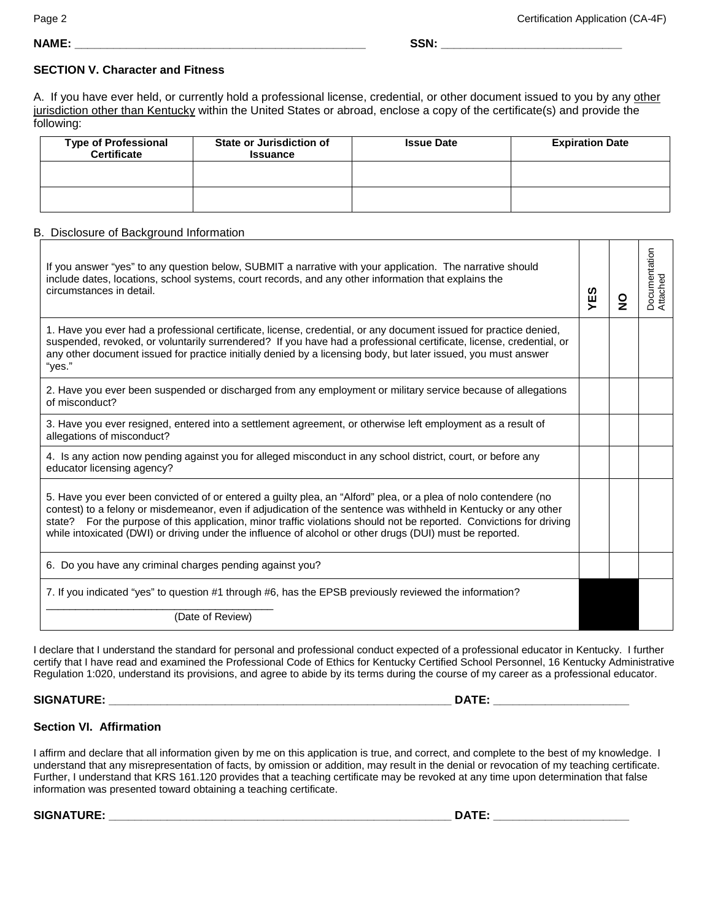**NAME:** ____________________________________________ **SSN:** ____________________________

## SECTION V. Character and Fitness

A. If you have ever held, or currently hold a professional license, credential, or other document issued to you by any other jurisdiction other than Kentucky within the United States or abroad, enclose a copy of the certificate(s) and provide the following:

| Type of Professional Certificate | State or Jurisdiction of Issuance | Issue Date | Expiration Date |
|---|---|---|---|
| | | | |
| | | | |

B. Disclosure of Background Information

| If you answer "yes" to any question below, SUBMIT a narrative with your application. The narrative should include dates, locations, school systems, court records, and any other information that explains the circumstances in detail. | YES | NO | Documentation Attached |
|---|---|---|---|
| 1. Have you ever had a professional certificate, license, credential, or any document issued for practice denied, suspended, revoked, or voluntarily surrendered? If you have had a professional certificate, license, credential, or any other document issued for practice initially denied by a licensing body, but later issued, you must answer "yes." | | | |
| 2. Have you ever been suspended or discharged from any employment or military service because of allegations of misconduct? | | | |
| 3. Have you ever resigned, entered into a settlement agreement, or otherwise left employment as a result of allegations of misconduct? | | | |
| 4. Is any action now pending against you for alleged misconduct in any school district, court, or before any educator licensing agency? | | | |
| 5. Have you ever been convicted of or entered a guilty plea, an "Alford" plea, or a plea of nolo contendere (no contest) to a felony or misdemeanor, even if adjudication of the sentence was withheld in Kentucky or any other state? For the purpose of this application, minor traffic violations should not be reported. Convictions for driving while intoxicated (DWI) or driving under the influence of alcohol or other drugs (DUI) must be reported. | | | |
| 6. Do you have any criminal charges pending against you? | | | |
| 7. If you indicated "yes" to question #1 through #6, has the EPSB previously reviewed the information? ______________________________ (Date of Review) | | | |

I declare that I understand the standard for personal and professional conduct expected of a professional educator in Kentucky. I further certify that I have read and examined the Professional Code of Ethics for Kentucky Certified School Personnel, 16 Kentucky Administrative Regulation 1:020, understand its provisions, and agree to abide by its terms during the course of my career as a professional educator.

**SIGNATURE:** ______________________________________________________ **DATE:** _____________________

## Section VI. Affirmation

I affirm and declare that all information given by me on this application is true, and correct, and complete to the best of my knowledge. I understand that any misrepresentation of facts, by omission or addition, may result in the denial or revocation of my teaching certificate. Further, I understand that KRS 161.120 provides that a teaching certificate may be revoked at any time upon determination that false information was presented toward obtaining a teaching certificate.

**SIGNATURE:** ______________________________________________________ **DATE:** _____________________